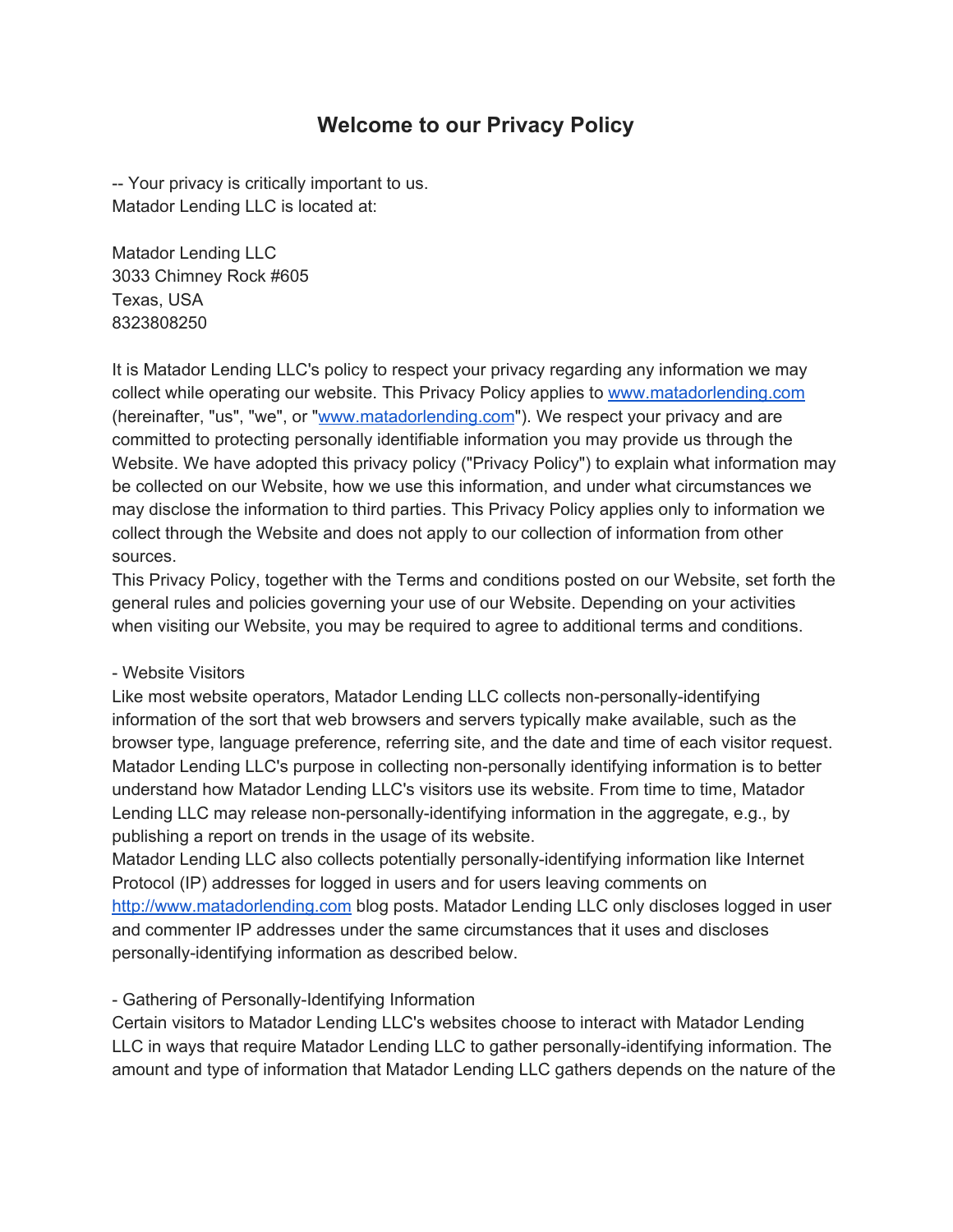# Welcome to our Privacy Policy

-- Your privacy is critically important to us.
Matador Lending LLC is located at:

Matador Lending LLC
3033 Chimney Rock #605
Texas, USA
8323808250

It is Matador Lending LLC's policy to respect your privacy regarding any information we may collect while operating our website. This Privacy Policy applies to [www.matadorlending.com](http://www.matadorlending.com) (hereinafter, "us", "we", or "[www.matadorlending.com](http://www.matadorlending.com)"). We respect your privacy and are committed to protecting personally identifiable information you may provide us through the Website. We have adopted this privacy policy ("Privacy Policy") to explain what information may be collected on our Website, how we use this information, and under what circumstances we may disclose the information to third parties. This Privacy Policy applies only to information we collect through the Website and does not apply to our collection of information from other sources.
This Privacy Policy, together with the Terms and conditions posted on our Website, set forth the general rules and policies governing your use of our Website. Depending on your activities when visiting our Website, you may be required to agree to additional terms and conditions.

- Website Visitors

Like most website operators, Matador Lending LLC collects non-personally-identifying information of the sort that web browsers and servers typically make available, such as the browser type, language preference, referring site, and the date and time of each visitor request. Matador Lending LLC's purpose in collecting non-personally identifying information is to better understand how Matador Lending LLC's visitors use its website. From time to time, Matador Lending LLC may release non-personally-identifying information in the aggregate, e.g., by publishing a report on trends in the usage of its website.
Matador Lending LLC also collects potentially personally-identifying information like Internet Protocol (IP) addresses for logged in users and for users leaving comments on [http://www.matadorlending.com](http://www.matadorlending.com) blog posts. Matador Lending LLC only discloses logged in user and commenter IP addresses under the same circumstances that it uses and discloses personally-identifying information as described below.

- Gathering of Personally-Identifying Information

Certain visitors to Matador Lending LLC's websites choose to interact with Matador Lending LLC in ways that require Matador Lending LLC to gather personally-identifying information. The amount and type of information that Matador Lending LLC gathers depends on the nature of the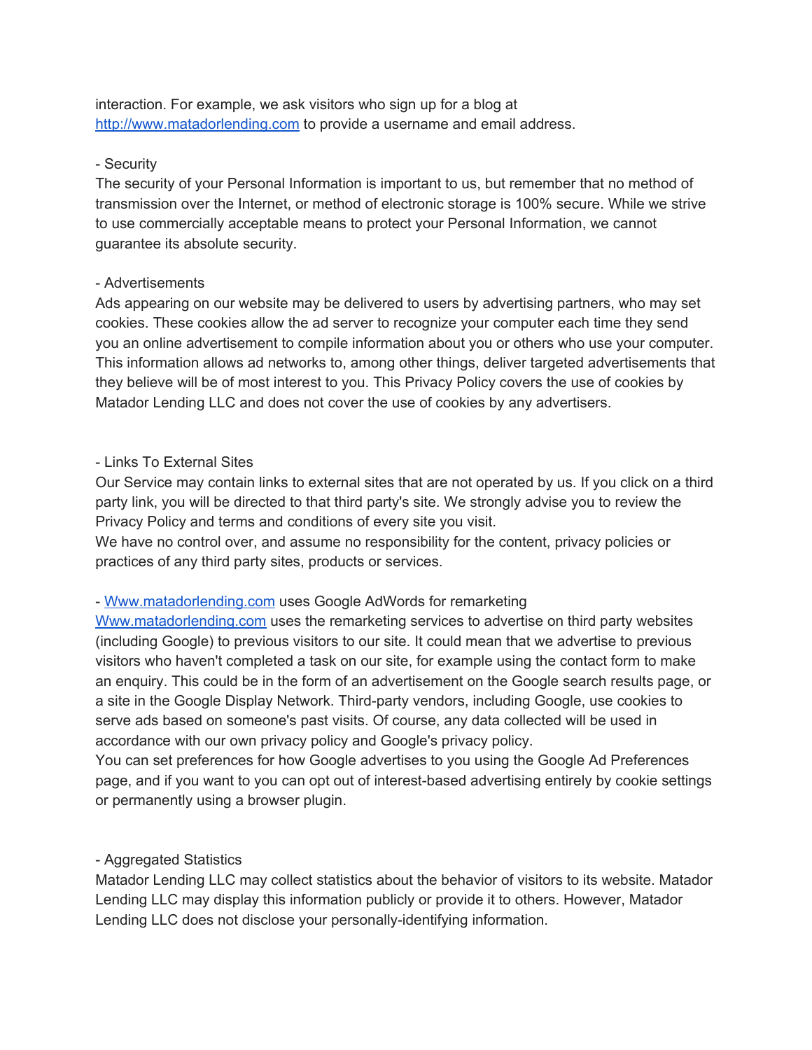interaction. For example, we ask visitors who sign up for a blog at [http://www.matadorlending.com](http://www.matadorlending.com) to provide a username and email address.

- Security

The security of your Personal Information is important to us, but remember that no method of transmission over the Internet, or method of electronic storage is 100% secure. While we strive to use commercially acceptable means to protect your Personal Information, we cannot guarantee its absolute security.

- Advertisements

Ads appearing on our website may be delivered to users by advertising partners, who may set cookies. These cookies allow the ad server to recognize your computer each time they send you an online advertisement to compile information about you or others who use your computer. This information allows ad networks to, among other things, deliver targeted advertisements that they believe will be of most interest to you. This Privacy Policy covers the use of cookies by Matador Lending LLC and does not cover the use of cookies by any advertisers.

- Links To External Sites

Our Service may contain links to external sites that are not operated by us. If you click on a third party link, you will be directed to that third party's site. We strongly advise you to review the Privacy Policy and terms and conditions of every site you visit.
We have no control over, and assume no responsibility for the content, privacy policies or practices of any third party sites, products or services.

- [Www.matadorlending.com](http://www.matadorlending.com) uses Google AdWords for remarketing

[Www.matadorlending.com](http://www.matadorlending.com) uses the remarketing services to advertise on third party websites (including Google) to previous visitors to our site. It could mean that we advertise to previous visitors who haven't completed a task on our site, for example using the contact form to make an enquiry. This could be in the form of an advertisement on the Google search results page, or a site in the Google Display Network. Third-party vendors, including Google, use cookies to serve ads based on someone's past visits. Of course, any data collected will be used in accordance with our own privacy policy and Google's privacy policy.
You can set preferences for how Google advertises to you using the Google Ad Preferences page, and if you want to you can opt out of interest-based advertising entirely by cookie settings or permanently using a browser plugin.

- Aggregated Statistics

Matador Lending LLC may collect statistics about the behavior of visitors to its website. Matador Lending LLC may display this information publicly or provide it to others. However, Matador Lending LLC does not disclose your personally-identifying information.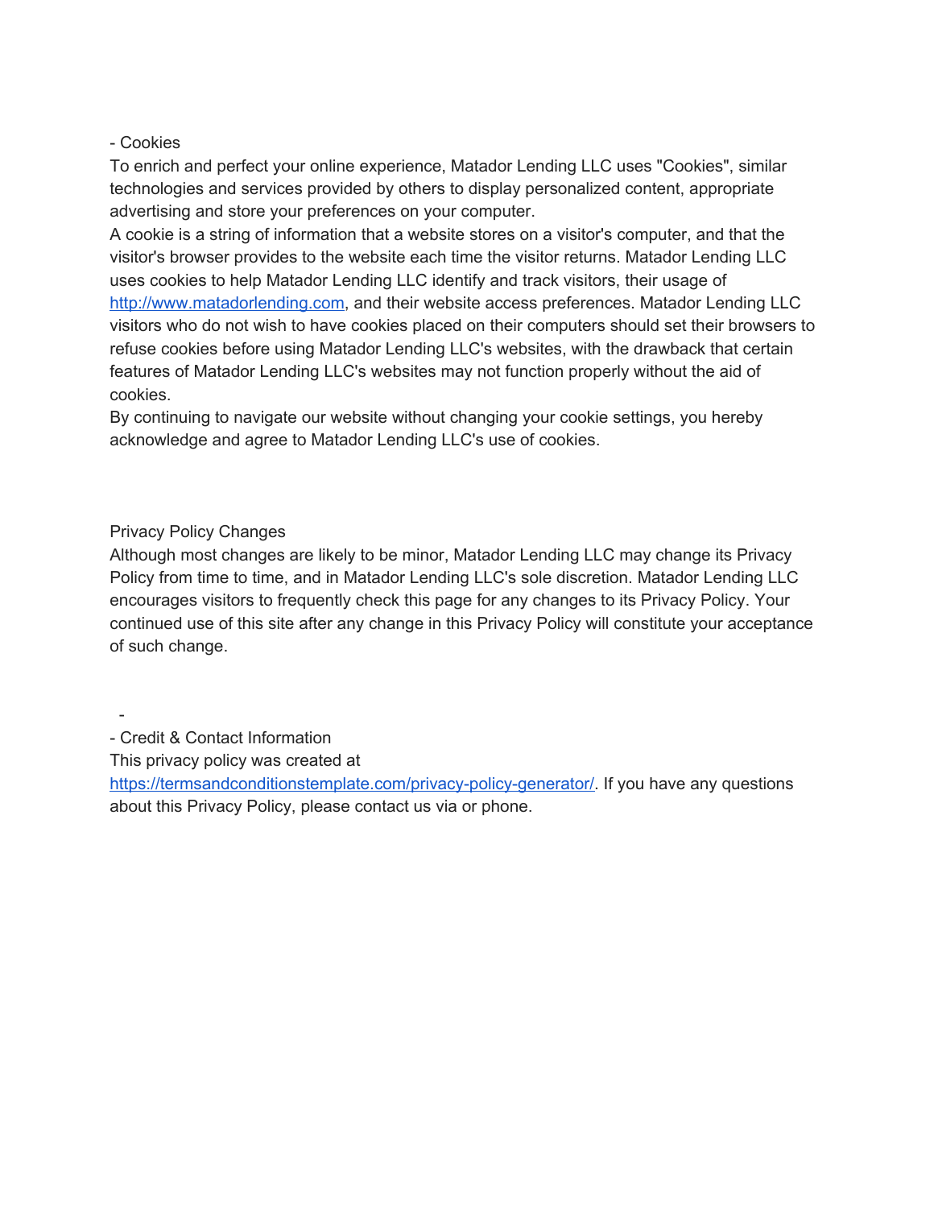- Cookies

To enrich and perfect your online experience, Matador Lending LLC uses "Cookies", similar technologies and services provided by others to display personalized content, appropriate advertising and store your preferences on your computer.

A cookie is a string of information that a website stores on a visitor's computer, and that the visitor's browser provides to the website each time the visitor returns. Matador Lending LLC uses cookies to help Matador Lending LLC identify and track visitors, their usage of http://www.matadorlending.com, and their website access preferences. Matador Lending LLC visitors who do not wish to have cookies placed on their computers should set their browsers to refuse cookies before using Matador Lending LLC's websites, with the drawback that certain features of Matador Lending LLC's websites may not function properly without the aid of cookies.

By continuing to navigate our website without changing your cookie settings, you hereby acknowledge and agree to Matador Lending LLC's use of cookies.

Privacy Policy Changes

Although most changes are likely to be minor, Matador Lending LLC may change its Privacy Policy from time to time, and in Matador Lending LLC's sole discretion. Matador Lending LLC encourages visitors to frequently check this page for any changes to its Privacy Policy. Your continued use of this site after any change in this Privacy Policy will constitute your acceptance of such change.

-

- Credit & Contact Information

This privacy policy was created at https://termsandconditionstemplate.com/privacy-policy-generator/. If you have any questions about this Privacy Policy, please contact us via or phone.